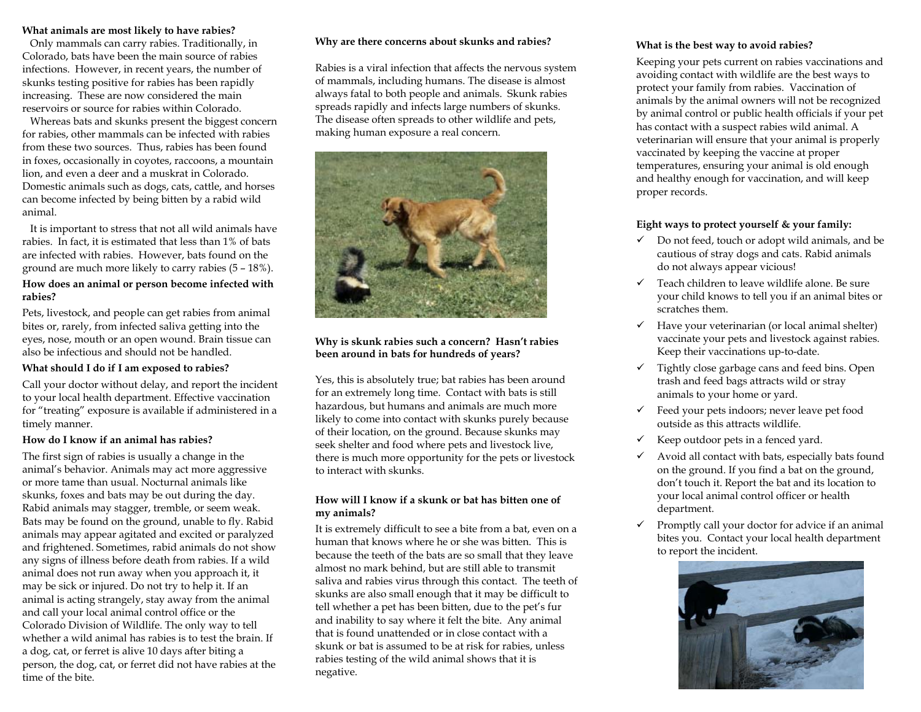### What animals are most likely to have rabies?

Only mammals can carry rabies. Traditionally, in Colorado, bats have been the main source of rabies infections. However, in recent years, the number of skunks testing positive for rabies has been rapidly increasing. These are now considered the main reservoirs or source for rabies within Colorado.

Whereas bats and skunks present the biggest concern for rabies, other mammals can be infected with rabies from these two sources. Thus, rabies has been found in foxes, occasionally in coyotes, raccoons, a mountain lion, and even a deer and a muskrat in Colorado. Domestic animals such as dogs, cats, cattle, and horses can become infected by being bitten by a rabid wild animal.

It is important to stress that not all wild animals have rabies. In fact, it is estimated that less than 1% of bats are infected with rabies. However, bats found on the ground are much more likely to carry rabies (5 – 18%).

### How does an animal or person become infected with rabies?

Pets, livestock, and people can get rabies from animal bites or, rarely, from infected saliva getting into the eyes, nose, mouth or an open wound. Brain tissue can also be infectious and should not be handled.

### What should I do if I am exposed to rabies?

Call your doctor without delay, and report the incident to your local health department. Effective vaccination for "treating" exposure is available if administered in a timely manner.

### How do I know if an animal has rabies?

The first sign of rabies is usually a change in the animal's behavior. Animals may act more aggressive or more tame than usual. Nocturnal animals like skunks, foxes and bats may be out during the day. Rabid animals may stagger, tremble, or seem weak. Bats may be found on the ground, unable to fly. Rabid animals may appear agitated and excited or paralyzed and frightened. Sometimes, rabid animals do not show any signs of illness before death from rabies. If a wild animal does not run away when you approach it, it may be sick or injured. Do not try to help it. If an animal is acting strangely, stay away from the animal and call your local animal control office or the Colorado Division of Wildlife. The only way to tell whether a wild animal has rabies is to test the brain. If a dog, cat, or ferret is alive 10 days after biting a person, the dog, cat, or ferret did not have rabies at the time of the bite.

### Why are there concerns about skunks and rabies?

Rabies is a viral infection that affects the nervous system of mammals, including humans. The disease is almost always fatal to both people and animals. Skunk rabies spreads rapidly and infects large numbers of skunks. The disease often spreads to other wildlife and pets, making human exposure a real concern.

### Why is skunk rabies such a concern? Hasn't rabies been around in bats for hundreds of years?

Yes, this is absolutely true; bat rabies has been around for an extremely long time. Contact with bats is still hazardous, but humans and animals are much more likely to come into contact with skunks purely because of their location, on the ground. Because skunks may seek shelter and food where pets and livestock live, there is much more opportunity for the pets or livestock to interact with skunks.

### How will I know if a skunk or bat has bitten one of my animals?

It is extremely difficult to see a bite from a bat, even on a human that knows where he or she was bitten. This is because the teeth of the bats are so small that they leave almost no mark behind, but are still able to transmit saliva and rabies virus through this contact. The teeth of skunks are also small enough that it may be difficult to tell whether a pet has been bitten, due to the pet's fur and inability to say where it felt the bite. Any animal that is found unattended or in close contact with a skunk or bat is assumed to be at risk for rabies, unless rabies testing of the wild animal shows that it is negative.

### What is the best way to avoid rabies?

Keeping your pets current on rabies vaccinations and avoiding contact with wildlife are the best ways to protect your family from rabies. Vaccination of animals by the animal owners will not be recognized by animal control or public health officials if your pet has contact with a suspect rabies wild animal. A veterinarian will ensure that your animal is properly vaccinated by keeping the vaccine at proper temperatures, ensuring your animal is old enough and healthy enough for vaccination, and will keep proper records.

### Eight ways to protect yourself & your family:

- ✓ Do not feed, touch or adopt wild animals, and be cautious of stray dogs and cats. Rabid animals do not always appear vicious!
- ✓ Teach children to leave wildlife alone. Be sure your child knows to tell you if an animal bites or scratches them.
- ✓ Have your veterinarian (or local animal shelter) vaccinate your pets and livestock against rabies. Keep their vaccinations up-to-date.
- ✓ Tightly close garbage cans and feed bins. Open trash and feed bags attracts wild or stray animals to your home or yard.
- ✓ Feed your pets indoors; never leave pet food outside as this attracts wildlife.
- ✓ Keep outdoor pets in a fenced yard.
- ✓ Avoid all contact with bats, especially bats found on the ground. If you find a bat on the ground, don't touch it. Report the bat and its location to your local animal control officer or health department.
- ✓ Promptly call your doctor for advice if an animal bites you. Contact your local health department to report the incident.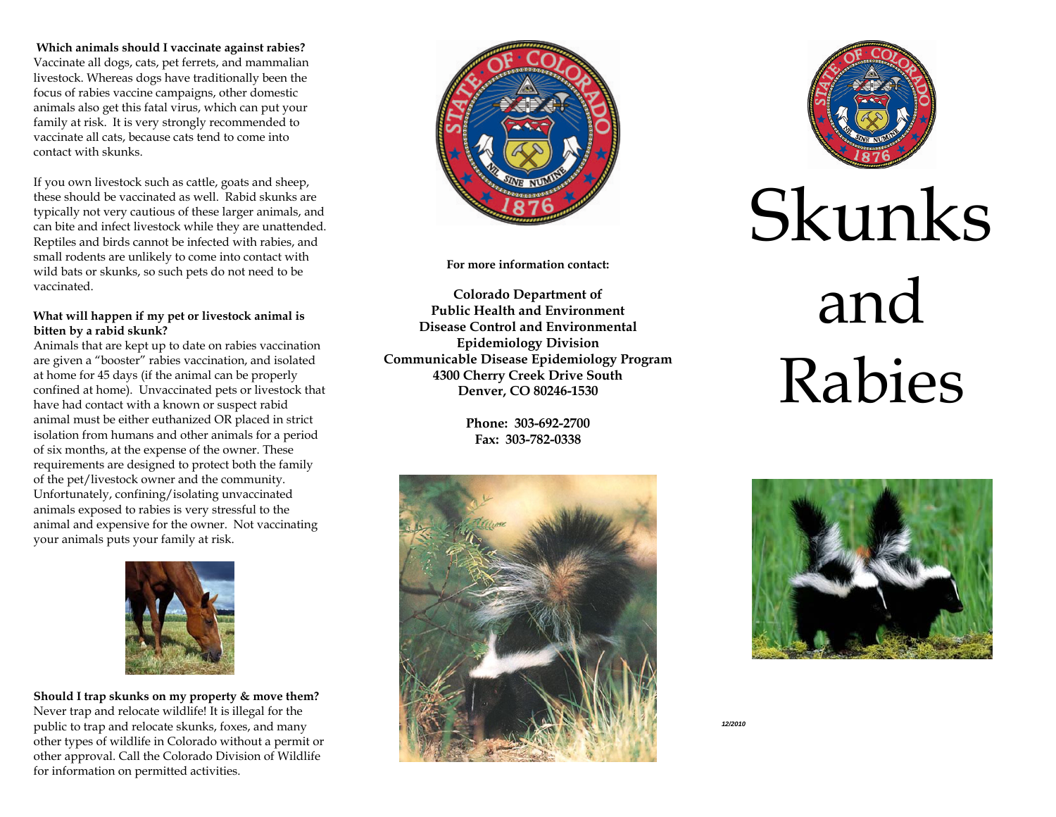**Which animals should I vaccinate against rabies?**
Vaccinate all dogs, cats, pet ferrets, and mammalian livestock. Whereas dogs have traditionally been the focus of rabies vaccine campaigns, other domestic animals also get this fatal virus, which can put your family at risk. It is very strongly recommended to vaccinate all cats, because cats tend to come into contact with skunks.

If you own livestock such as cattle, goats and sheep, these should be vaccinated as well. Rabid skunks are typically not very cautious of these larger animals, and can bite and infect livestock while they are unattended. Reptiles and birds cannot be infected with rabies, and small rodents are unlikely to come into contact with wild bats or skunks, so such pets do not need to be vaccinated.

**What will happen if my pet or livestock animal is bitten by a rabid skunk?**
Animals that are kept up to date on rabies vaccination are given a "booster" rabies vaccination, and isolated at home for 45 days (if the animal can be properly confined at home). Unvaccinated pets or livestock that have had contact with a known or suspect rabid animal must be either euthanized OR placed in strict isolation from humans and other animals for a period of six months, at the expense of the owner. These requirements are designed to protect both the family of the pet/livestock owner and the community. Unfortunately, confining/isolating unvaccinated animals exposed to rabies is very stressful to the animal and expensive for the owner. Not vaccinating your animals puts your family at risk.

**Should I trap skunks on my property & move them?**
Never trap and relocate wildlife! It is illegal for the public to trap and relocate skunks, foxes, and many other types of wildlife in Colorado without a permit or other approval. Call the Colorado Division of Wildlife for information on permitted activities.

**For more information contact:**

**Colorado Department of Public Health and Environment**
**Disease Control and Environmental Epidemiology Division**
**Communicable Disease Epidemiology Program**
**4300 Cherry Creek Drive South**
**Denver, CO 80246-1530**

**Phone: 303-692-2700**
**Fax: 303-782-0338**

# Skunks and Rabies

***12/2010***